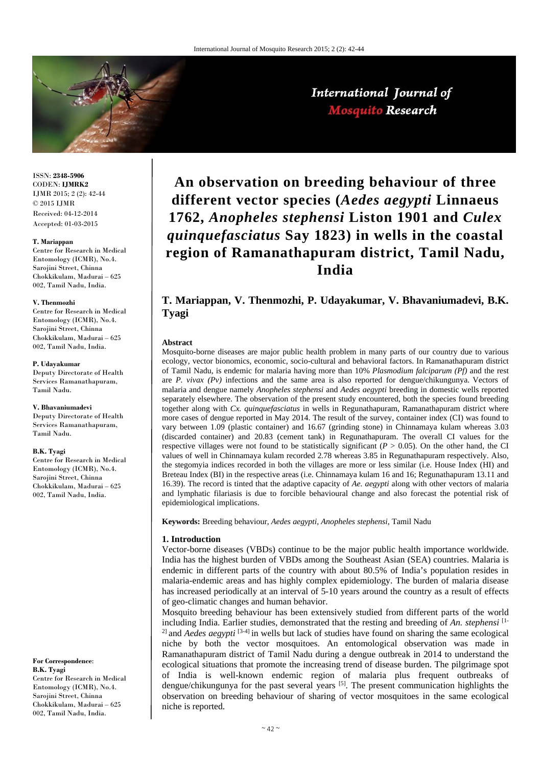ISSN: **2348-5906**
CODEN: **IJMRK2**
IJMR 2015; 2 (2): 42-44
© 2015 IJMR
Received: 04-12-2014
Accepted: 01-03-2015

**T. Mariappan**
Centre for Research in Medical Entomology (ICMR), No.4. Sarojini Street, Chinna Chokkikulam, Madurai – 625 002, Tamil Nadu, India.

**V. Thenmozhi**
Centre for Research in Medical Entomology (ICMR), No.4. Sarojini Street, Chinna Chokkikulam, Madurai – 625 002, Tamil Nadu, India.

**P. Udayakumar**
Deputy Directorate of Health Services Ramanathapuram, Tamil Nadu.

**V. Bhavaniumadevi**
Deputy Directorate of Health Services Ramanathapuram, Tamil Nadu.

**B.K. Tyagi**
Centre for Research in Medical Entomology (ICMR), No.4. Sarojini Street, Chinna Chokkikulam, Madurai – 625 002, Tamil Nadu, India.

**For Correspondence:**
**B.K. Tyagi**
Centre for Research in Medical Entomology (ICMR), No.4. Sarojini Street, Chinna Chokkikulam, Madurai – 625 002, Tamil Nadu, India.

# An observation on breeding behaviour of three different vector species (*Aedes aegypti* Linnaeus 1762, *Anopheles stephensi* Liston 1901 and *Culex quinquefasciatus* Say 1823) in wells in the coastal region of Ramanathapuram district, Tamil Nadu, India

**T. Mariappan, V. Thenmozhi, P. Udayakumar, V. Bhavaniumadevi, B.K. Tyagi**

### Abstract

Mosquito-borne diseases are major public health problem in many parts of our country due to various ecology, vector bionomics, economic, socio-cultural and behavioral factors. In Ramanathapuram district of Tamil Nadu, is endemic for malaria having more than 10% *Plasmodium falciparum (Pf)* and the rest are *P. vivax (Pv)* infections and the same area is also reported for dengue/chikungunya. Vectors of malaria and dengue namely *Anopheles stephensi* and *Aedes aegypti* breeding in domestic wells reported separately elsewhere. The observation of the present study encountered, both the species found breeding together along with *Cx. quinquefasciatus* in wells in Regunathapuram, Ramanathapuram district where more cases of dengue reported in May 2014. The result of the survey, container index (CI) was found to vary between 1.09 (plastic container) and 16.67 (grinding stone) in Chinnamaya kulam whereas 3.03 (discarded container) and 20.83 (cement tank) in Regunathapuram. The overall CI values for the respective villages were not found to be statistically significant ($P > 0.05$). On the other hand, the CI values of well in Chinnamaya kulam recorded 2.78 whereas 3.85 in Regunathapuram respectively. Also, the stegomyia indices recorded in both the villages are more or less similar (i.e. House Index (HI) and Breteau Index (BI) in the respective areas (i.e. Chinnamaya kulam 16 and 16; Regunathapuram 13.11 and 16.39). The record is tinted that the adaptive capacity of *Ae. aegypti* along with other vectors of malaria and lymphatic filariasis is due to forcible behavioural change and also forecast the potential risk of epidemiological implications.

**Keywords:** Breeding behaviour, *Aedes aegypti*, *Anopheles stephensi*, Tamil Nadu

## 1. Introduction

Vector-borne diseases (VBDs) continue to be the major public health importance worldwide. India has the highest burden of VBDs among the Southeast Asian (SEA) countries. Malaria is endemic in different parts of the country with about 80.5% of India's population resides in malaria-endemic areas and has highly complex epidemiology. The burden of malaria disease has increased periodically at an interval of 5-10 years around the country as a result of effects of geo-climatic changes and human behavior.

Mosquito breeding behaviour has been extensively studied from different parts of the world including India. Earlier studies, demonstrated that the resting and breeding of *An. stephensi* [1-2] and *Aedes aegypti* [3-4] in wells but lack of studies have found on sharing the same ecological niche by both the vector mosquitoes. An entomological observation was made in Ramanathapuram district of Tamil Nadu during a dengue outbreak in 2014 to understand the ecological situations that promote the increasing trend of disease burden. The pilgrimage spot of India is well-known endemic region of malaria plus frequent outbreaks of dengue/chikungunya for the past several years [5]. The present communication highlights the observation on breeding behaviour of sharing of vector mosquitoes in the same ecological niche is reported.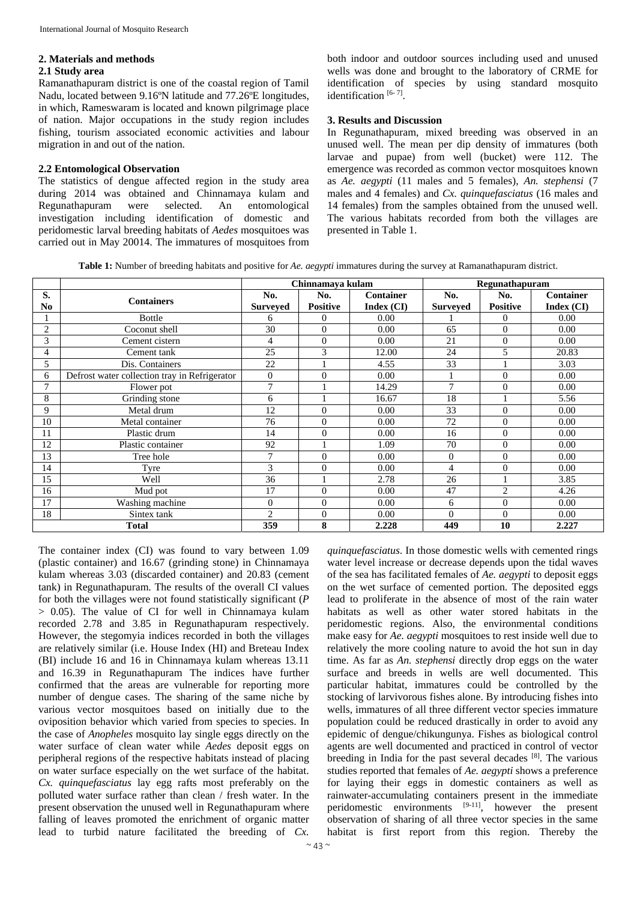## 2. Materials and methods

### 2.1 Study area

Ramanathapuram district is one of the coastal region of Tamil Nadu, located between 9.16ºN latitude and 77.26ºE longitudes, in which, Rameswaram is located and known pilgrimage place of nation. Major occupations in the study region includes fishing, tourism associated economic activities and labour migration in and out of the nation.

### 2.2 Entomological Observation

The statistics of dengue affected region in the study area during 2014 was obtained and Chinnamaya kulam and Regunathapuram were selected. An entomological investigation including identification of domestic and peridomestic larval breeding habitats of *Aedes* mosquitoes was carried out in May 20014. The immatures of mosquitoes from both indoor and outdoor sources including used and unused wells was done and brought to the laboratory of CRME for identification of species by using standard mosquito identification [6- 7].

## 3. Results and Discussion

In Regunathapuram, mixed breeding was observed in an unused well. The mean per dip density of immatures (both larvae and pupae) from well (bucket) were 112. The emergence was recorded as common vector mosquitoes known as *Ae. aegypti* (11 males and 5 females), *An. stephensi* (7 males and 4 females) and *Cx. quinquefasciatus* (16 males and 14 females) from the samples obtained from the unused well. The various habitats recorded from both the villages are presented in Table 1.

**Table 1:** Number of breeding habitats and positive for *Ae. aegypti* immatures during the survey at Ramanathapuram district.

| | | Chinnamaya kulam | | | Regunathapuram | | |
|---|---|---|---|---|---|---|---|
| S. No | Containers | No. Surveyed | No. Positive | Container Index (CI) | No. Surveyed | No. Positive | Container Index (CI) |
| 1 | Bottle | 6 | 0 | 0.00 | 1 | 0 | 0.00 |
| 2 | Coconut shell | 30 | 0 | 0.00 | 65 | 0 | 0.00 |
| 3 | Cement cistern | 4 | 0 | 0.00 | 21 | 0 | 0.00 |
| 4 | Cement tank | 25 | 3 | 12.00 | 24 | 5 | 20.83 |
| 5 | Dis. Containers | 22 | 1 | 4.55 | 33 | 1 | 3.03 |
| 6 | Defrost water collection tray in Refrigerator | 0 | 0 | 0.00 | 1 | 0 | 0.00 |
| 7 | Flower pot | 7 | 1 | 14.29 | 7 | 0 | 0.00 |
| 8 | Grinding stone | 6 | 1 | 16.67 | 18 | 1 | 5.56 |
| 9 | Metal drum | 12 | 0 | 0.00 | 33 | 0 | 0.00 |
| 10 | Metal container | 76 | 0 | 0.00 | 72 | 0 | 0.00 |
| 11 | Plastic drum | 14 | 0 | 0.00 | 16 | 0 | 0.00 |
| 12 | Plastic container | 92 | 1 | 1.09 | 70 | 0 | 0.00 |
| 13 | Tree hole | 7 | 0 | 0.00 | 0 | 0 | 0.00 |
| 14 | Tyre | 3 | 0 | 0.00 | 4 | 0 | 0.00 |
| 15 | Well | 36 | 1 | 2.78 | 26 | 1 | 3.85 |
| 16 | Mud pot | 17 | 0 | 0.00 | 47 | 2 | 4.26 |
| 17 | Washing machine | 0 | 0 | 0.00 | 6 | 0 | 0.00 |
| 18 | Sintex tank | 2 | 0 | 0.00 | 0 | 0 | 0.00 |
| **Total** | | **359** | **8** | **2.228** | **449** | **10** | **2.227** |

The container index (CI) was found to vary between 1.09 (plastic container) and 16.67 (grinding stone) in Chinnamaya kulam whereas 3.03 (discarded container) and 20.83 (cement tank) in Regunathapuram. The results of the overall CI values for both the villages were not found statistically significant ($P > 0.05$). The value of CI for well in Chinnamaya kulam recorded 2.78 and 3.85 in Regunathapuram respectively. However, the stegomyia indices recorded in both the villages are relatively similar (i.e. House Index (HI) and Breteau Index (BI) include 16 and 16 in Chinnamaya kulam whereas 13.11 and 16.39 in Regunathapuram The indices have further confirmed that the areas are vulnerable for reporting more number of dengue cases. The sharing of the same niche by various vector mosquitoes based on initially due to the oviposition behavior which varied from species to species. In the case of *Anopheles* mosquito lay single eggs directly on the water surface of clean water while *Aedes* deposit eggs on peripheral regions of the respective habitats instead of placing on water surface especially on the wet surface of the habitat. *Cx. quinquefasciatus* lay egg rafts most preferably on the polluted water surface rather than clean / fresh water. In the present observation the unused well in Regunathapuram where falling of leaves promoted the enrichment of organic matter lead to turbid nature facilitated the breeding of *Cx. quinquefasciatus*. In those domestic wells with cemented rings water level increase or decrease depends upon the tidal waves of the sea has facilitated females of *Ae. aegypti* to deposit eggs on the wet surface of cemented portion. The deposited eggs lead to proliferate in the absence of most of the rain water habitats as well as other water stored habitats in the peridomestic regions. Also, the environmental conditions make easy for *Ae. aegypti* mosquitoes to rest inside well due to relatively the more cooling nature to avoid the hot sun in day time. As far as *An. stephensi* directly drop eggs on the water surface and breeds in wells are well documented. This particular habitat, immatures could be controlled by the stocking of larvivorous fishes alone. By introducing fishes into wells, immatures of all three different vector species immature population could be reduced drastically in order to avoid any epidemic of dengue/chikungunya. Fishes as biological control agents are well documented and practiced in control of vector breeding in India for the past several decades [8]. The various studies reported that females of *Ae. aegypti* shows a preference for laying their eggs in domestic containers as well as rainwater-accumulating containers present in the immediate peridomestic environments [9-11], however the present observation of sharing of all three vector species in the same habitat is first report from this region. Thereby the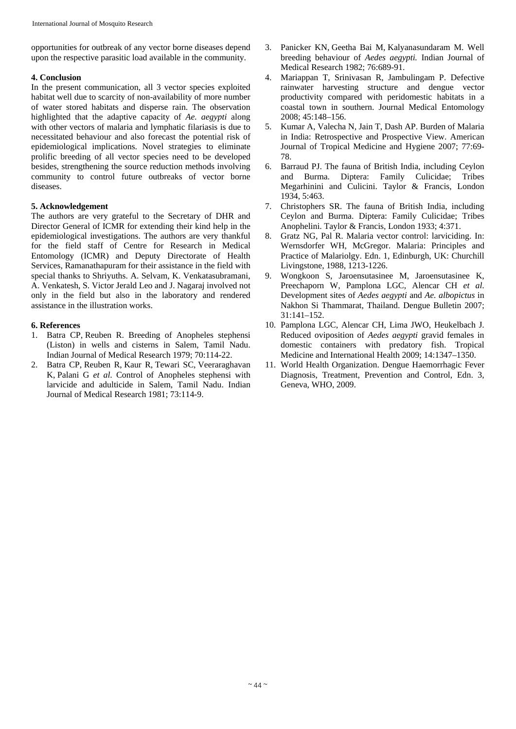opportunities for outbreak of any vector borne diseases depend upon the respective parasitic load available in the community.

## 4. Conclusion

In the present communication, all 3 vector species exploited habitat well due to scarcity of non-availability of more number of water stored habitats and disperse rain. The observation highlighted that the adaptive capacity of *Ae. aegypti* along with other vectors of malaria and lymphatic filariasis is due to necessitated behaviour and also forecast the potential risk of epidemiological implications. Novel strategies to eliminate prolific breeding of all vector species need to be developed besides, strengthening the source reduction methods involving community to control future outbreaks of vector borne diseases.

## 5. Acknowledgement

The authors are very grateful to the Secretary of DHR and Director General of ICMR for extending their kind help in the epidemiological investigations. The authors are very thankful for the field staff of Centre for Research in Medical Entomology (ICMR) and Deputy Directorate of Health Services, Ramanathapuram for their assistance in the field with special thanks to Shriyuths. A. Selvam, K. Venkatasubramani, A. Venkatesh, S. Victor Jerald Leo and J. Nagaraj involved not only in the field but also in the laboratory and rendered assistance in the illustration works.

## 6. References

1. Batra CP, Reuben R. Breeding of Anopheles stephensi (Liston) in wells and cisterns in Salem, Tamil Nadu. Indian Journal of Medical Research 1979; 70:114-22.
2. Batra CP, Reuben R, Kaur R, Tewari SC, Veeraraghavan K, Palani G *et al*. Control of Anopheles stephensi with larvicide and adulticide in Salem, Tamil Nadu. Indian Journal of Medical Research 1981; 73:114-9.
3. Panicker KN, Geetha Bai M, Kalyanasundaram M. Well breeding behaviour of *Aedes aegypti.* Indian Journal of Medical Research 1982; 76:689-91.
4. Mariappan T, Srinivasan R, Jambulingam P. Defective rainwater harvesting structure and dengue vector productivity compared with peridomestic habitats in a coastal town in southern. Journal Medical Entomology 2008; 45:148–156.
5. Kumar A, Valecha N, Jain T, Dash AP. Burden of Malaria in India: Retrospective and Prospective View. American Journal of Tropical Medicine and Hygiene 2007; 77:69-78.
6. Barraud PJ. The fauna of British India, including Ceylon and Burma. Diptera: Family Culicidae; Tribes Megarhinini and Culicini. Taylor & Francis, London 1934, 5:463.
7. Christophers SR. The fauna of British India, including Ceylon and Burma. Diptera: Family Culicidae; Tribes Anophelini. Taylor & Francis, London 1933; 4:371.
8. Gratz NG, Pal R. Malaria vector control: larviciding. In: Wernsdorfer WH, McGregor. Malaria: Principles and Practice of Malariolgy. Edn. 1, Edinburgh, UK: Churchill Livingstone, 1988, 1213-1226.
9. Wongkoon S, Jaroensutasinee M, Jaroensutasinee K, Preechaporn W, Pamplona LGC, Alencar CH *et al*. Development sites of *Aedes aegypti* and *Ae. albopictus* in Nakhon Si Thammarat, Thailand. Dengue Bulletin 2007; 31:141–152.
10. Pamplona LGC, Alencar CH, Lima JWO, Heukelbach J. Reduced oviposition of *Aedes aegypti* gravid females in domestic containers with predatory fish. Tropical Medicine and International Health 2009; 14:1347–1350.
11. World Health Organization. Dengue Haemorrhagic Fever Diagnosis, Treatment, Prevention and Control, Edn. 3, Geneva, WHO, 2009.